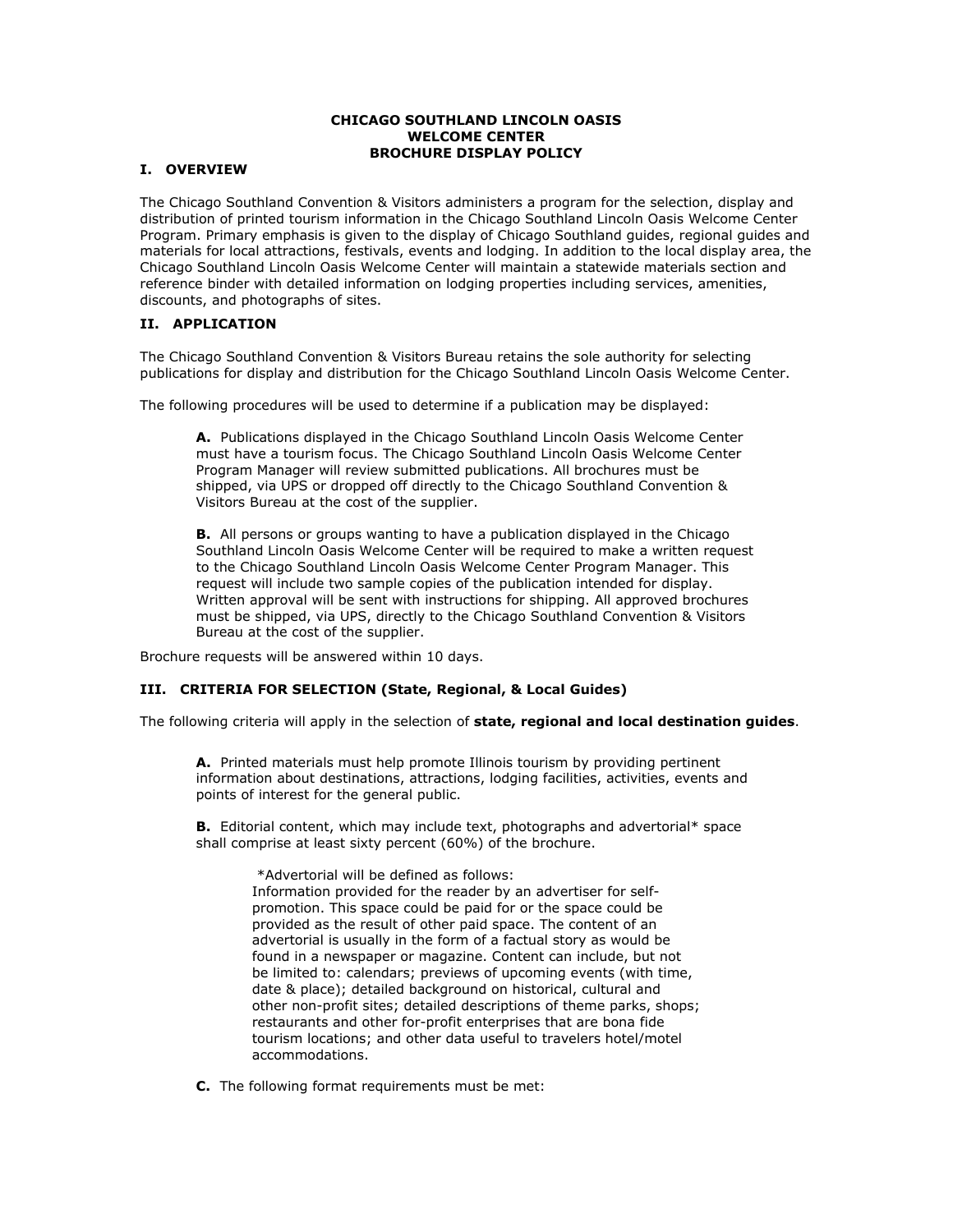# CHICAGO SOUTHLAND LINCOLN OASIS WELCOME CENTER BROCHURE DISPLAY POLICY

## I. OVERVIEW

The Chicago Southland Convention & Visitors administers a program for the selection, display and distribution of printed tourism information in the Chicago Southland Lincoln Oasis Welcome Center Program. Primary emphasis is given to the display of Chicago Southland guides, regional guides and materials for local attractions, festivals, events and lodging. In addition to the local display area, the Chicago Southland Lincoln Oasis Welcome Center will maintain a statewide materials section and reference binder with detailed information on lodging properties including services, amenities, discounts, and photographs of sites.

## II. APPLICATION

The Chicago Southland Convention & Visitors Bureau retains the sole authority for selecting publications for display and distribution for the Chicago Southland Lincoln Oasis Welcome Center.

The following procedures will be used to determine if a publication may be displayed:

> **A.** Publications displayed in the Chicago Southland Lincoln Oasis Welcome Center must have a tourism focus. The Chicago Southland Lincoln Oasis Welcome Center Program Manager will review submitted publications. All brochures must be shipped, via UPS or dropped off directly to the Chicago Southland Convention & Visitors Bureau at the cost of the supplier.
>
> **B.** All persons or groups wanting to have a publication displayed in the Chicago Southland Lincoln Oasis Welcome Center will be required to make a written request to the Chicago Southland Lincoln Oasis Welcome Center Program Manager. This request will include two sample copies of the publication intended for display. Written approval will be sent with instructions for shipping. All approved brochures must be shipped, via UPS, directly to the Chicago Southland Convention & Visitors Bureau at the cost of the supplier.

Brochure requests will be answered within 10 days.

## III. CRITERIA FOR SELECTION (State, Regional, & Local Guides)

The following criteria will apply in the selection of **state, regional and local destination guides**.

> **A.** Printed materials must help promote Illinois tourism by providing pertinent information about destinations, attractions, lodging facilities, activities, events and points of interest for the general public.
>
> **B.** Editorial content, which may include text, photographs and advertorial* space shall comprise at least sixty percent (60%) of the brochure.
>
> > *Advertorial will be defined as follows:
> > Information provided for the reader by an advertiser for self-promotion. This space could be paid for or the space could be provided as the result of other paid space. The content of an advertorial is usually in the form of a factual story as would be found in a newspaper or magazine. Content can include, but not be limited to: calendars; previews of upcoming events (with time, date & place); detailed background on historical, cultural and other non-profit sites; detailed descriptions of theme parks, shops; restaurants and other for-profit enterprises that are bona fide tourism locations; and other data useful to travelers hotel/motel accommodations.
>
> **C.** The following format requirements must be met: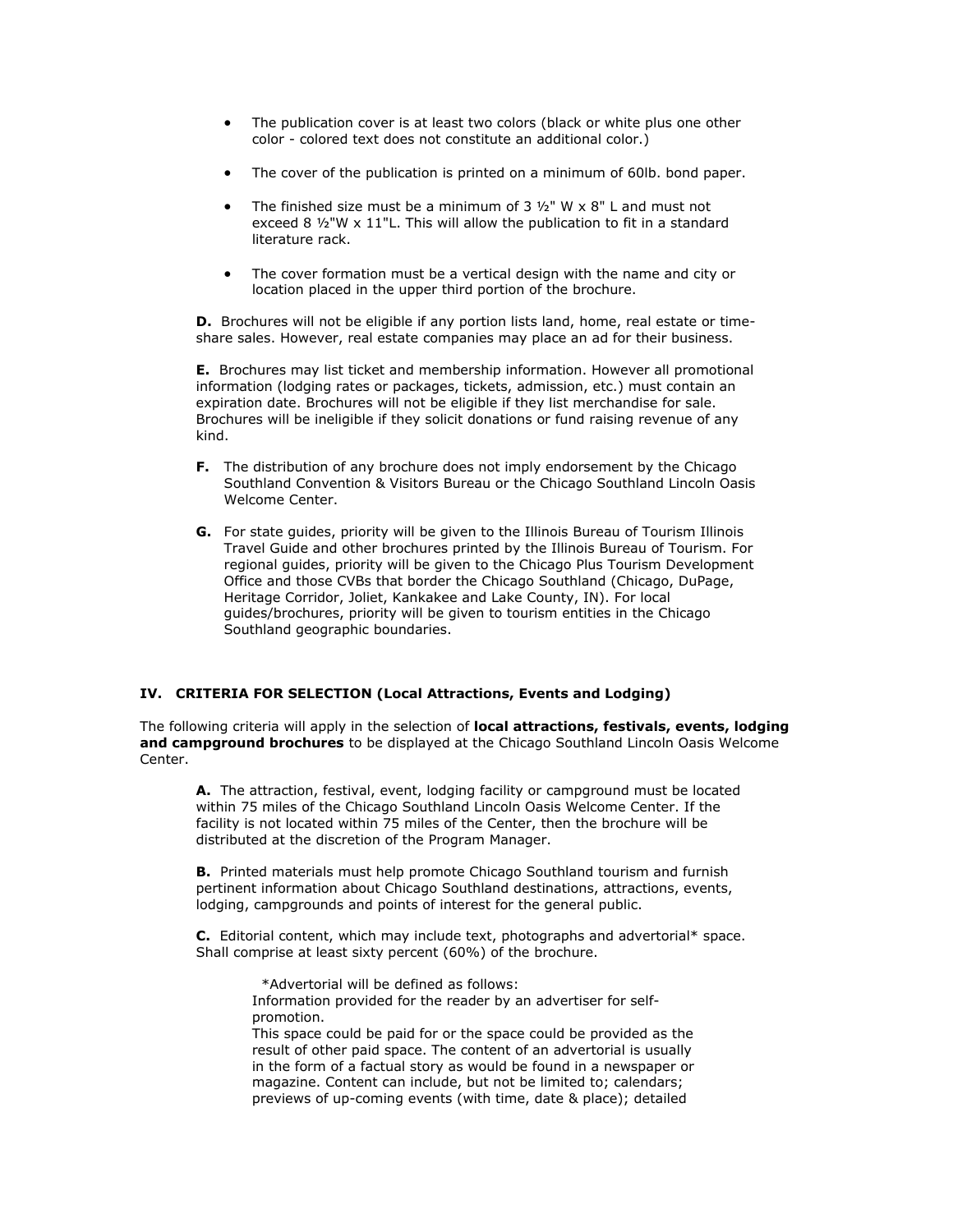- The publication cover is at least two colors (black or white plus one other color - colored text does not constitute an additional color.)

- The cover of the publication is printed on a minimum of 60lb. bond paper.

- The finished size must be a minimum of 3 ½" W x 8" L and must not exceed 8 ½"W x 11"L. This will allow the publication to fit in a standard literature rack.

- The cover formation must be a vertical design with the name and city or location placed in the upper third portion of the brochure.

**D.** Brochures will not be eligible if any portion lists land, home, real estate or time-share sales. However, real estate companies may place an ad for their business.

**E.** Brochures may list ticket and membership information. However all promotional information (lodging rates or packages, tickets, admission, etc.) must contain an expiration date. Brochures will not be eligible if they list merchandise for sale. Brochures will be ineligible if they solicit donations or fund raising revenue of any kind.

**F.** The distribution of any brochure does not imply endorsement by the Chicago Southland Convention & Visitors Bureau or the Chicago Southland Lincoln Oasis Welcome Center.

**G.** For state guides, priority will be given to the Illinois Bureau of Tourism Illinois Travel Guide and other brochures printed by the Illinois Bureau of Tourism. For regional guides, priority will be given to the Chicago Plus Tourism Development Office and those CVBs that border the Chicago Southland (Chicago, DuPage, Heritage Corridor, Joliet, Kankakee and Lake County, IN). For local guides/brochures, priority will be given to tourism entities in the Chicago Southland geographic boundaries.

## IV. CRITERIA FOR SELECTION (Local Attractions, Events and Lodging)

The following criteria will apply in the selection of **local attractions, festivals, events, lodging and campground brochures** to be displayed at the Chicago Southland Lincoln Oasis Welcome Center.

**A.** The attraction, festival, event, lodging facility or campground must be located within 75 miles of the Chicago Southland Lincoln Oasis Welcome Center. If the facility is not located within 75 miles of the Center, then the brochure will be distributed at the discretion of the Program Manager.

**B.** Printed materials must help promote Chicago Southland tourism and furnish pertinent information about Chicago Southland destinations, attractions, events, lodging, campgrounds and points of interest for the general public.

**C.** Editorial content, which may include text, photographs and advertorial* space. Shall comprise at least sixty percent (60%) of the brochure.

> *Advertorial will be defined as follows:
> Information provided for the reader by an advertiser for self-promotion.
> This space could be paid for or the space could be provided as the result of other paid space. The content of an advertorial is usually in the form of a factual story as would be found in a newspaper or magazine. Content can include, but not be limited to; calendars; previews of up-coming events (with time, date & place); detailed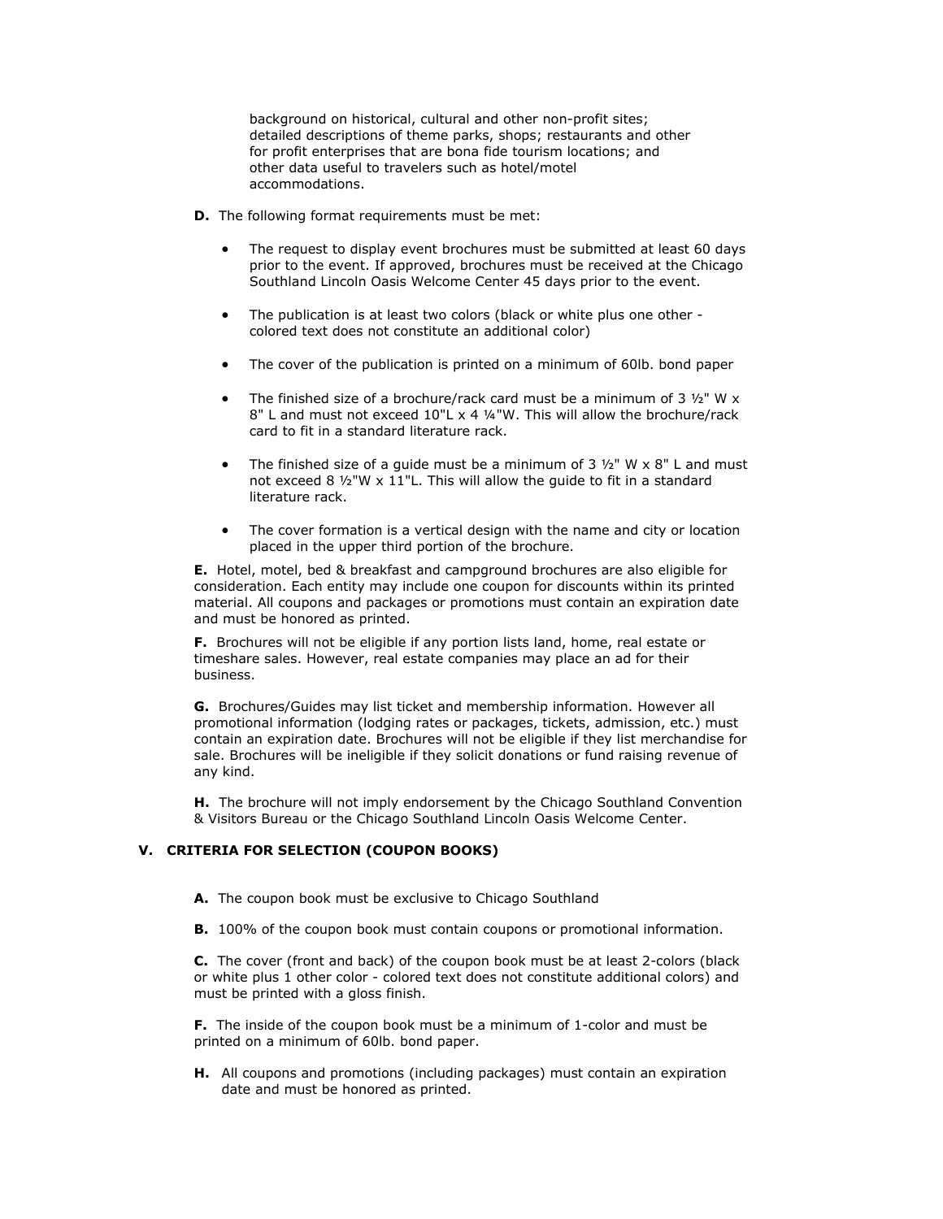background on historical, cultural and other non-profit sites; detailed descriptions of theme parks, shops; restaurants and other for profit enterprises that are bona fide tourism locations; and other data useful to travelers such as hotel/motel accommodations.

**D.** The following format requirements must be met:

- The request to display event brochures must be submitted at least 60 days prior to the event. If approved, brochures must be received at the Chicago Southland Lincoln Oasis Welcome Center 45 days prior to the event.
- The publication is at least two colors (black or white plus one other - colored text does not constitute an additional color)
- The cover of the publication is printed on a minimum of 60lb. bond paper
- The finished size of a brochure/rack card must be a minimum of 3 ½" W x 8" L and must not exceed 10"L x 4 ¼"W. This will allow the brochure/rack card to fit in a standard literature rack.
- The finished size of a guide must be a minimum of 3 ½" W x 8" L and must not exceed 8 ½"W x 11"L. This will allow the guide to fit in a standard literature rack.
- The cover formation is a vertical design with the name and city or location placed in the upper third portion of the brochure.

**E.** Hotel, motel, bed & breakfast and campground brochures are also eligible for consideration. Each entity may include one coupon for discounts within its printed material. All coupons and packages or promotions must contain an expiration date and must be honored as printed.

**F.** Brochures will not be eligible if any portion lists land, home, real estate or timeshare sales. However, real estate companies may place an ad for their business.

**G.** Brochures/Guides may list ticket and membership information. However all promotional information (lodging rates or packages, tickets, admission, etc.) must contain an expiration date. Brochures will not be eligible if they list merchandise for sale. Brochures will be ineligible if they solicit donations or fund raising revenue of any kind.

**H.** The brochure will not imply endorsement by the Chicago Southland Convention & Visitors Bureau or the Chicago Southland Lincoln Oasis Welcome Center.

## V. CRITERIA FOR SELECTION (COUPON BOOKS)

**A.** The coupon book must be exclusive to Chicago Southland

**B.** 100% of the coupon book must contain coupons or promotional information.

**C.** The cover (front and back) of the coupon book must be at least 2-colors (black or white plus 1 other color - colored text does not constitute additional colors) and must be printed with a gloss finish.

**F.** The inside of the coupon book must be a minimum of 1-color and must be printed on a minimum of 60lb. bond paper.

**H.** All coupons and promotions (including packages) must contain an expiration date and must be honored as printed.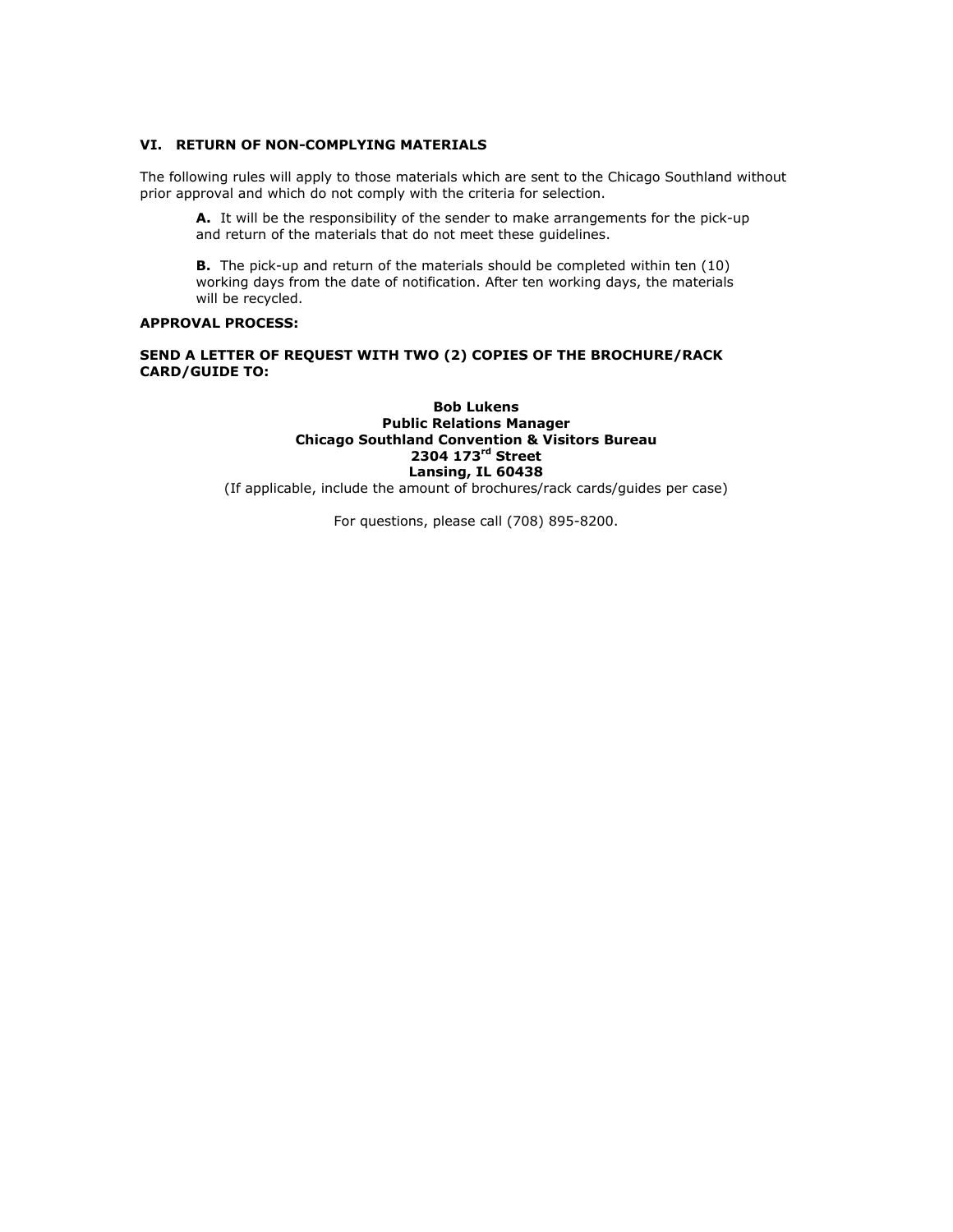## VI. RETURN OF NON-COMPLYING MATERIALS

The following rules will apply to those materials which are sent to the Chicago Southland without prior approval and which do not comply with the criteria for selection.

> **A.** It will be the responsibility of the sender to make arrangements for the pick-up and return of the materials that do not meet these guidelines.
>
> **B.** The pick-up and return of the materials should be completed within ten (10) working days from the date of notification. After ten working days, the materials will be recycled.

**APPROVAL PROCESS:**

**SEND A LETTER OF REQUEST WITH TWO (2) COPIES OF THE BROCHURE/RACK CARD/GUIDE TO:**

**Bob Lukens**
**Public Relations Manager**
**Chicago Southland Convention & Visitors Bureau**
**2304 173rd Street**
**Lansing, IL 60438**
(If applicable, include the amount of brochures/rack cards/guides per case)

For questions, please call (708) 895-8200.